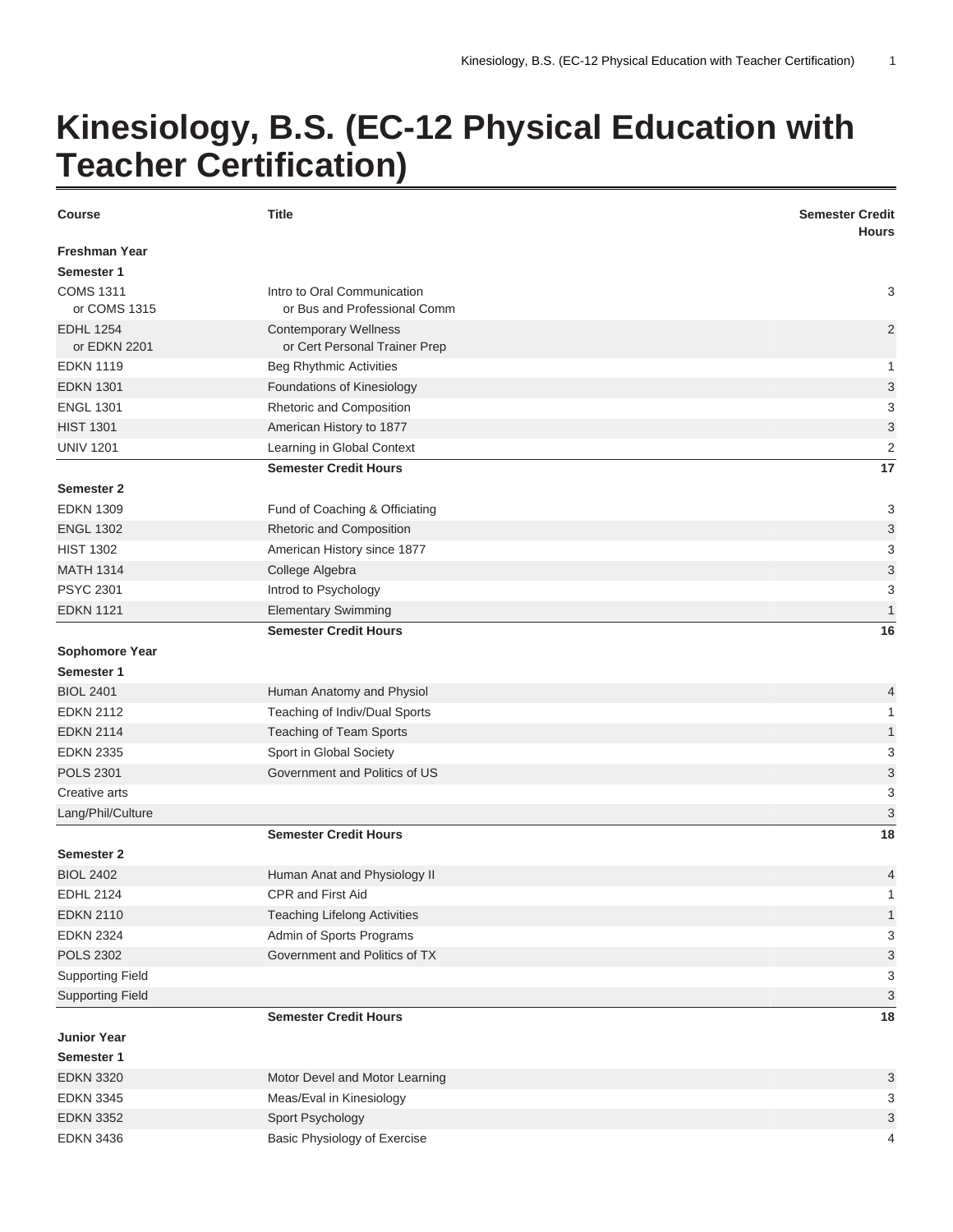# Kinesiology, B.S. (EC-12 Physical Education with Teacher Certification)

| Course | Title | Semester Credit Hours |
|---|---|---|
| **Freshman Year** | | |
| **Semester 1** | | |
| COMS 1311 or COMS 1315 | Intro to Oral Communication or Bus and Professional Comm | 3 |
| EDHL 1254 or EDKN 2201 | Contemporary Wellness or Cert Personal Trainer Prep | 2 |
| EDKN 1119 | Beg Rhythmic Activities | 1 |
| EDKN 1301 | Foundations of Kinesiology | 3 |
| ENGL 1301 | Rhetoric and Composition | 3 |
| HIST 1301 | American History to 1877 | 3 |
| UNIV 1201 | Learning in Global Context | 2 |
| | **Semester Credit Hours** | **17** |
| **Semester 2** | | |
| EDKN 1309 | Fund of Coaching & Officiating | 3 |
| ENGL 1302 | Rhetoric and Composition | 3 |
| HIST 1302 | American History since 1877 | 3 |
| MATH 1314 | College Algebra | 3 |
| PSYC 2301 | Introd to Psychology | 3 |
| EDKN 1121 | Elementary Swimming | 1 |
| | **Semester Credit Hours** | **16** |
| **Sophomore Year** | | |
| **Semester 1** | | |
| BIOL 2401 | Human Anatomy and Physiol | 4 |
| EDKN 2112 | Teaching of Indiv/Dual Sports | 1 |
| EDKN 2114 | Teaching of Team Sports | 1 |
| EDKN 2335 | Sport in Global Society | 3 |
| POLS 2301 | Government and Politics of US | 3 |
| Creative arts | | 3 |
| Lang/Phil/Culture | | 3 |
| | **Semester Credit Hours** | **18** |
| **Semester 2** | | |
| BIOL 2402 | Human Anat and Physiology II | 4 |
| EDHL 2124 | CPR and First Aid | 1 |
| EDKN 2110 | Teaching Lifelong Activities | 1 |
| EDKN 2324 | Admin of Sports Programs | 3 |
| POLS 2302 | Government and Politics of TX | 3 |
| Supporting Field | | 3 |
| Supporting Field | | 3 |
| | **Semester Credit Hours** | **18** |
| **Junior Year** | | |
| **Semester 1** | | |
| EDKN 3320 | Motor Devel and Motor Learning | 3 |
| EDKN 3345 | Meas/Eval in Kinesiology | 3 |
| EDKN 3352 | Sport Psychology | 3 |
| EDKN 3436 | Basic Physiology of Exercise | 4 |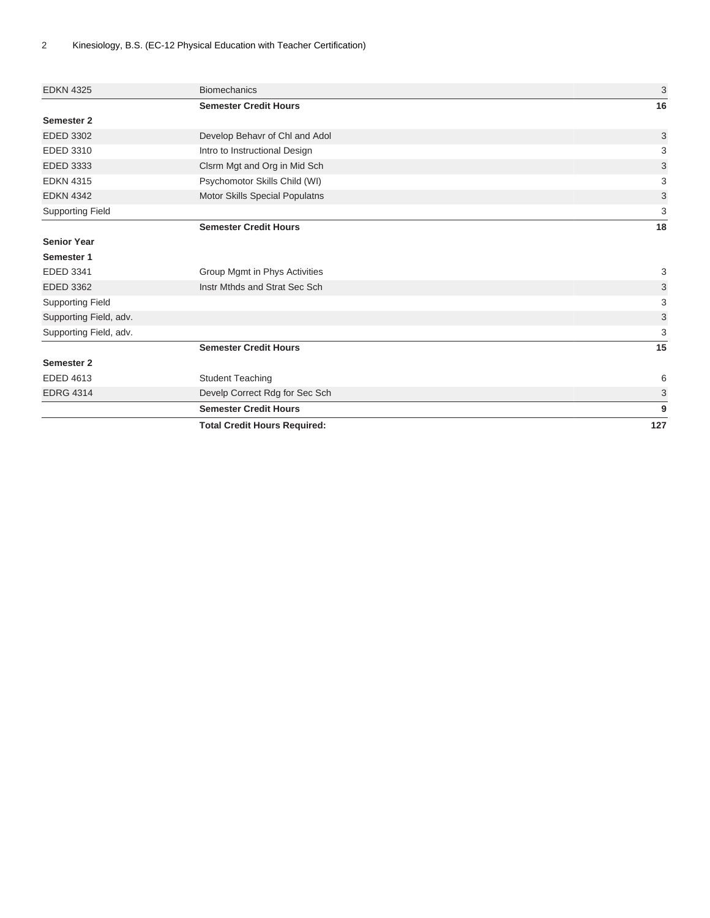| | | |
|---|---|---|
| EDKN 4325 | Biomechanics | 3 |
| | **Semester Credit Hours** | **16** |
| **Semester 2** | | |
| EDED 3302 | Develop Behavr of Chl and Adol | 3 |
| EDED 3310 | Intro to Instructional Design | 3 |
| EDED 3333 | Clsrm Mgt and Org in Mid Sch | 3 |
| EDKN 4315 | Psychomotor Skills Child (WI) | 3 |
| EDKN 4342 | Motor Skills Special Populatns | 3 |
| Supporting Field | | 3 |
| | **Semester Credit Hours** | **18** |
| **Senior Year** | | |
| **Semester 1** | | |
| EDED 3341 | Group Mgmt in Phys Activities | 3 |
| EDED 3362 | Instr Mthds and Strat Sec Sch | 3 |
| Supporting Field | | 3 |
| Supporting Field, adv. | | 3 |
| Supporting Field, adv. | | 3 |
| | **Semester Credit Hours** | **15** |
| **Semester 2** | | |
| EDED 4613 | Student Teaching | 6 |
| EDRG 4314 | Develp Correct Rdg for Sec Sch | 3 |
| | **Semester Credit Hours** | **9** |
| | **Total Credit Hours Required:** | **127** |